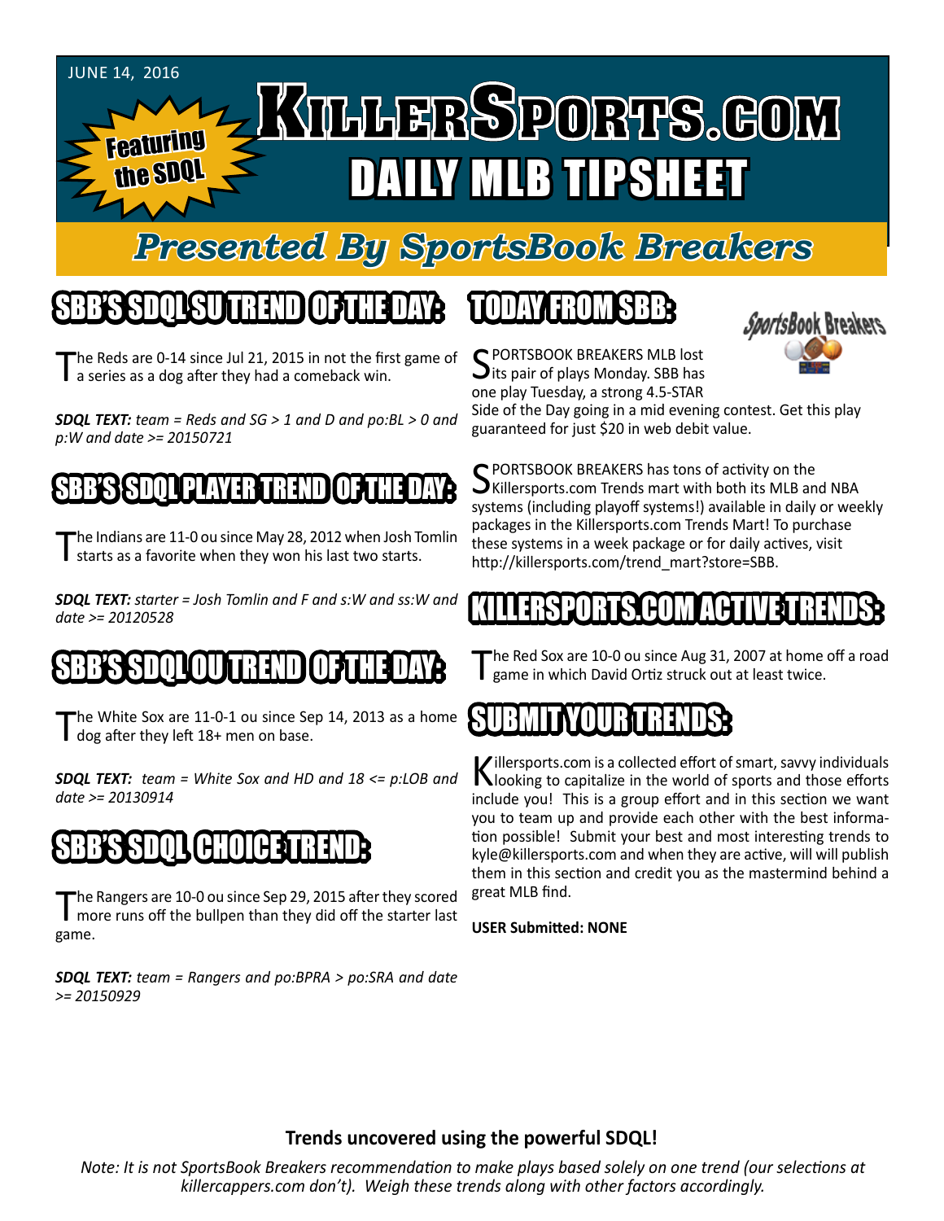JUNE 14, 2016

# KillerSports.com

Featuring the SDQL

## DAILY MLB TIPSHEET

### *Presented By SportsBook Breakers*

## SBB'S SDQL SU TREND OF THE DAY:

The Reds are 0-14 since Jul 21, 2015 in not the first game of a series as a dog after they had a comeback win.

***SDQL TEXT:*** *team = Reds and SG > 1 and D and po:BL > 0 and p:W and date >= 20150721*

## SBB'S SDQL PLAYER TREND OF THE DAY:

The Indians are 11-0 ou since May 28, 2012 when Josh Tomlin starts as a favorite when they won his last two starts.

***SDQL TEXT:*** *starter = Josh Tomlin and F and s:W and ss:W and date >= 20120528*

## SBB'S SDQL OU TREND OF THE DAY:

The White Sox are 11-0-1 ou since Sep 14, 2013 as a home dog after they left 18+ men on base.

***SDQL TEXT:*** *team = White Sox and HD and 18 <= p:LOB and date >= 20130914*

## SBB'S SDQL CHOICE TREND:

The Rangers are 10-0 ou since Sep 29, 2015 after they scored more runs off the bullpen than they did off the starter last game.

***SDQL TEXT:*** *team = Rangers and po:BPRA > po:SRA and date >= 20150929*

## TODAY FROM SBB:

SportsBook Breakers

SPORTSBOOK BREAKERS MLB lost its pair of plays Monday. SBB has one play Tuesday, a strong 4.5-STAR Side of the Day going in a mid evening contest. Get this play guaranteed for just $20 in web debit value.

SPORTSBOOK BREAKERS has tons of activity on the Killersports.com Trends mart with both its MLB and NBA systems (including playoff systems!) available in daily or weekly packages in the Killersports.com Trends Mart! To purchase these systems in a week package or for daily actives, visit http://killersports.com/trend_mart?store=SBB.

## KILLERSPORTS.COM ACTIVE TRENDS:

The Red Sox are 10-0 ou since Aug 31, 2007 at home off a road game in which David Ortiz struck out at least twice.

## SUBMIT YOUR TRENDS:

Killersports.com is a collected effort of smart, savvy individuals looking to capitalize in the world of sports and those efforts include you! This is a group effort and in this section we want you to team up and provide each other with the best information possible! Submit your best and most interesting trends to kyle@killersports.com and when they are active, will will publish them in this section and credit you as the mastermind behind a great MLB find.

**USER Submitted: NONE**

**Trends uncovered using the powerful SDQL!**

*Note: It is not SportsBook Breakers recommendation to make plays based solely on one trend (our selections at killercappers.com don't). Weigh these trends along with other factors accordingly.*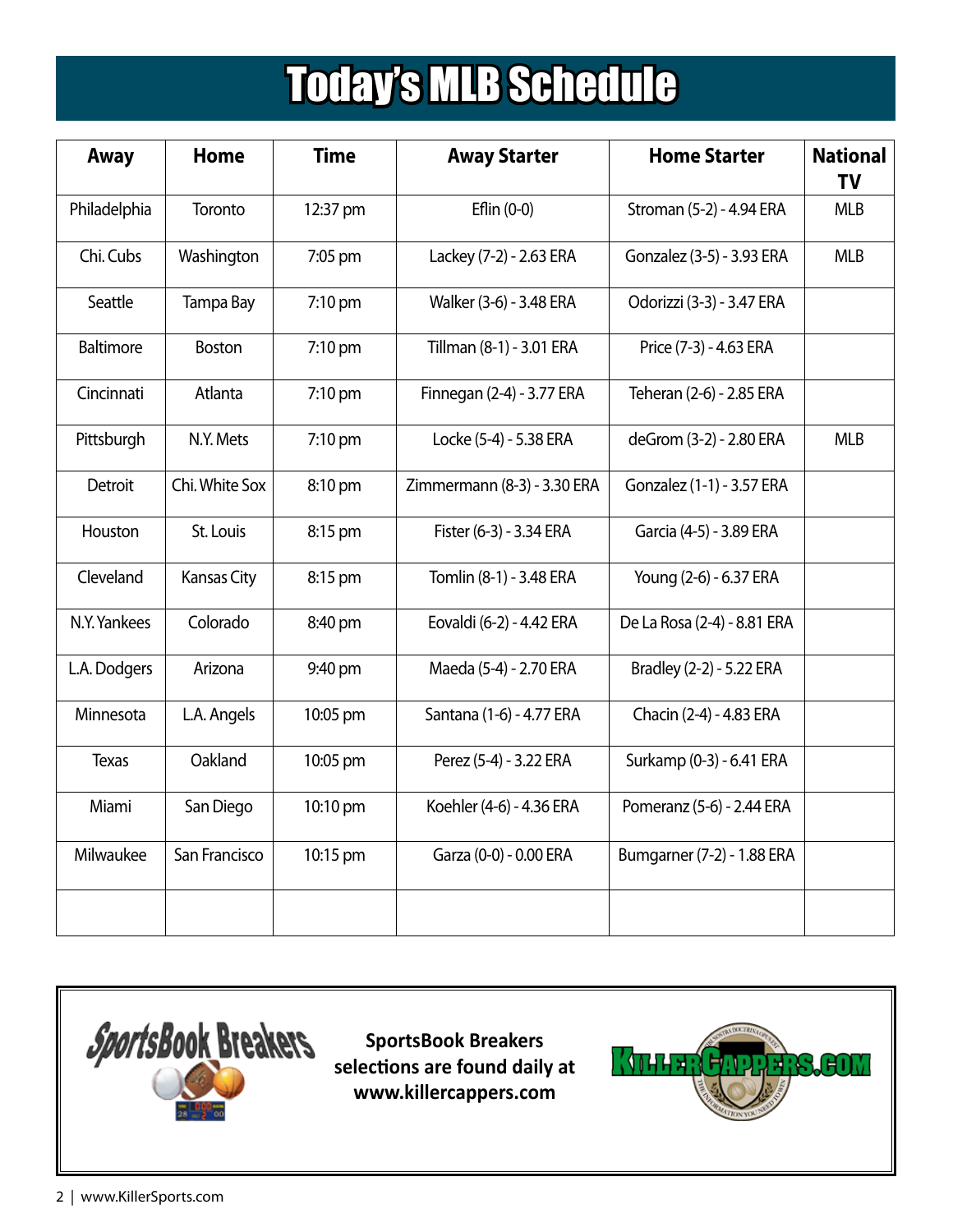# Today's MLB Schedule

| Away | Home | Time | Away Starter | Home Starter | National TV |
|---|---|---|---|---|---|
| Philadelphia | Toronto | 12:37 pm | Eflin (0-0) | Stroman (5-2) - 4.94 ERA | MLB |
| Chi. Cubs | Washington | 7:05 pm | Lackey (7-2) - 2.63 ERA | Gonzalez (3-5) - 3.93 ERA | MLB |
| Seattle | Tampa Bay | 7:10 pm | Walker (3-6) - 3.48 ERA | Odorizzi (3-3) - 3.47 ERA | |
| Baltimore | Boston | 7:10 pm | Tillman (8-1) - 3.01 ERA | Price (7-3) - 4.63 ERA | |
| Cincinnati | Atlanta | 7:10 pm | Finnegan (2-4) - 3.77 ERA | Teheran (2-6) - 2.85 ERA | |
| Pittsburgh | N.Y. Mets | 7:10 pm | Locke (5-4) - 5.38 ERA | deGrom (3-2) - 2.80 ERA | MLB |
| Detroit | Chi. White Sox | 8:10 pm | Zimmermann (8-3) - 3.30 ERA | Gonzalez (1-1) - 3.57 ERA | |
| Houston | St. Louis | 8:15 pm | Fister (6-3) - 3.34 ERA | Garcia (4-5) - 3.89 ERA | |
| Cleveland | Kansas City | 8:15 pm | Tomlin (8-1) - 3.48 ERA | Young (2-6) - 6.37 ERA | |
| N.Y. Yankees | Colorado | 8:40 pm | Eovaldi (6-2) - 4.42 ERA | De La Rosa (2-4) - 8.81 ERA | |
| L.A. Dodgers | Arizona | 9:40 pm | Maeda (5-4) - 2.70 ERA | Bradley (2-2) - 5.22 ERA | |
| Minnesota | L.A. Angels | 10:05 pm | Santana (1-6) - 4.77 ERA | Chacin (2-4) - 4.83 ERA | |
| Texas | Oakland | 10:05 pm | Perez (5-4) - 3.22 ERA | Surkamp (0-3) - 6.41 ERA | |
| Miami | San Diego | 10:10 pm | Koehler (4-6) - 4.36 ERA | Pomeranz (5-6) - 2.44 ERA | |
| Milwaukee | San Francisco | 10:15 pm | Garza (0-0) - 0.00 ERA | Bumgarner (7-2) - 1.88 ERA | |
| | | | | | |

SportsBook Breakers

**SportsBook Breakers selections are found daily at www.killercappers.com**

KILLERCAPPERS.COM